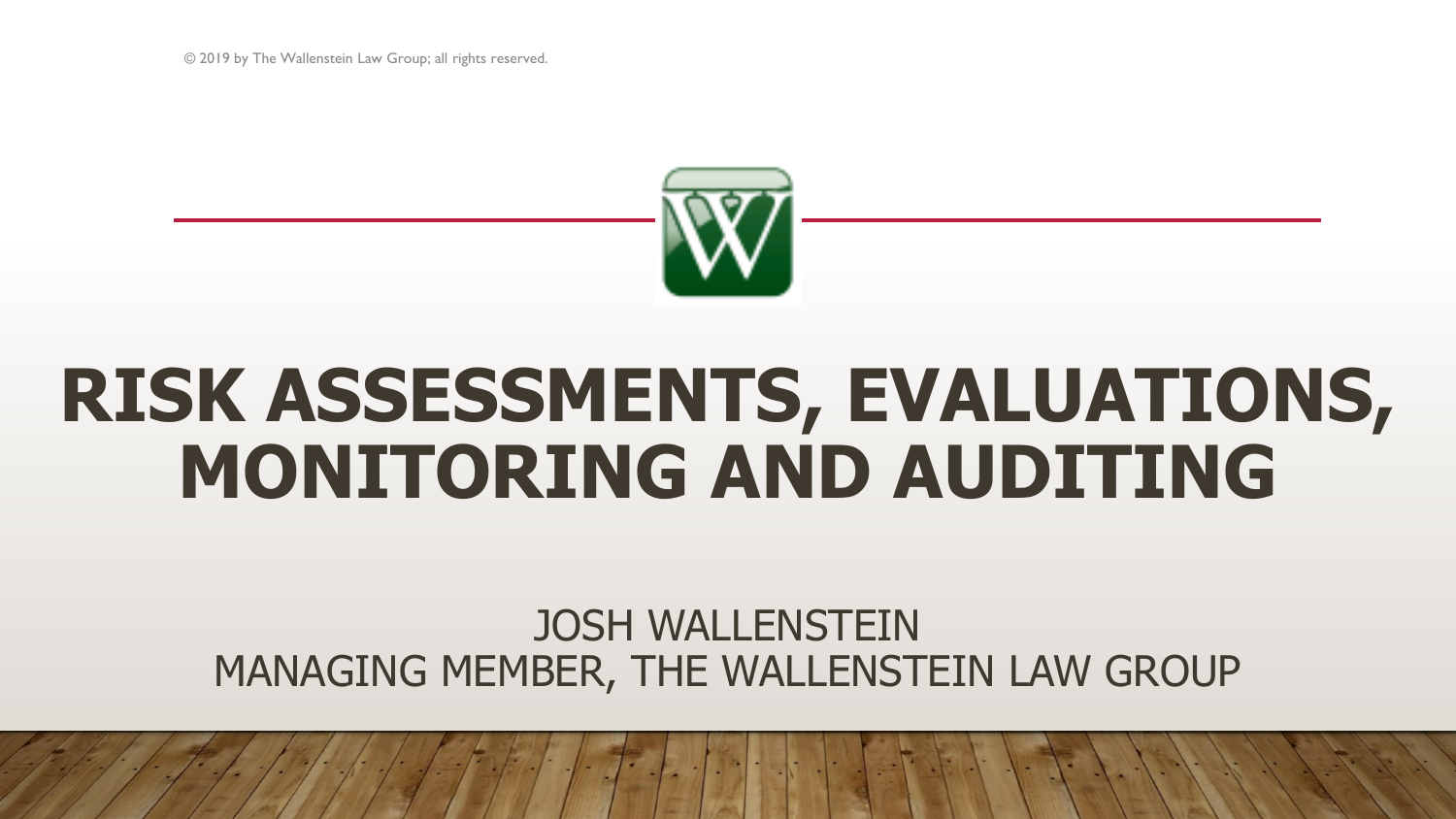© 2019 by The Wallenstein Law Group; all rights reserved.

# RISK ASSESSMENTS, EVALUATIONS, MONITORING AND AUDITING

JOSH WALLENSTEIN
MANAGING MEMBER, THE WALLENSTEIN LAW GROUP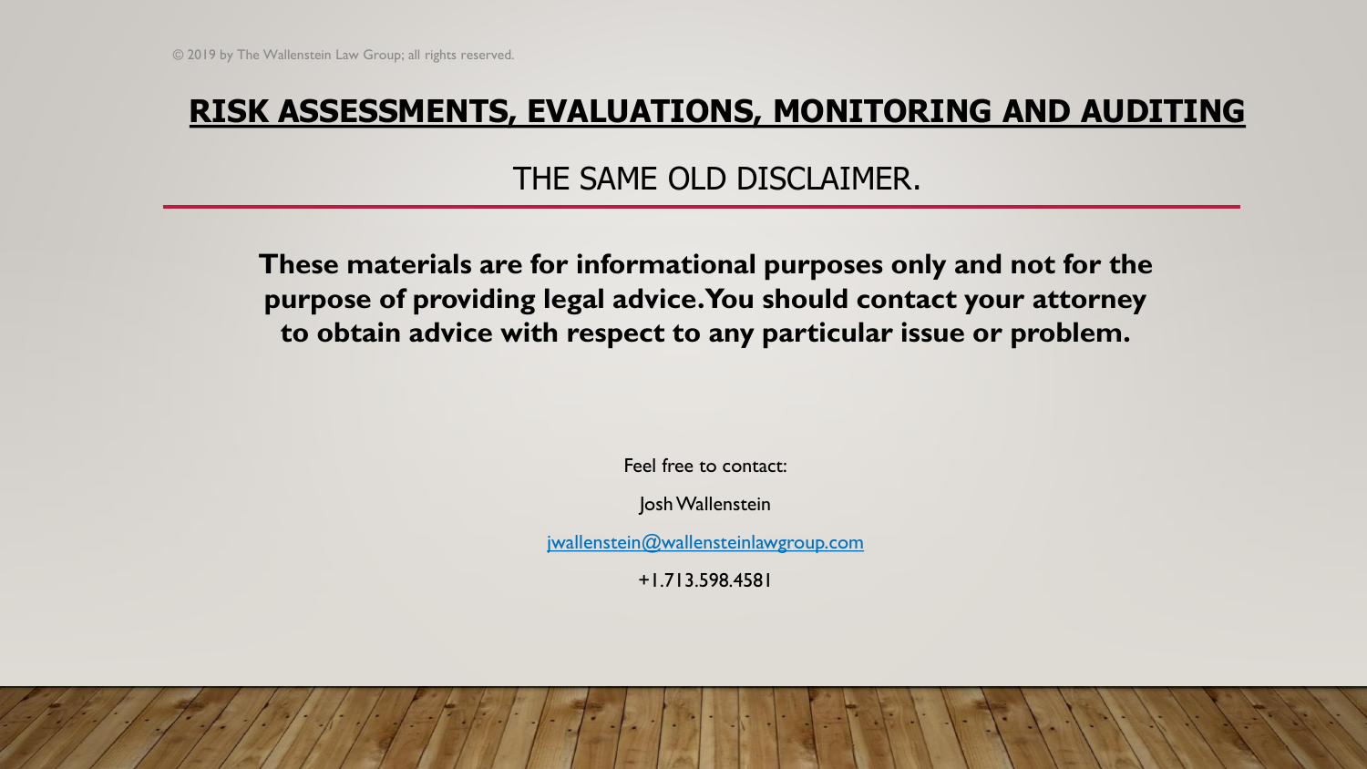© 2019 by The Wallenstein Law Group; all rights reserved.

# RISK ASSESSMENTS, EVALUATIONS, MONITORING AND AUDITING

## THE SAME OLD DISCLAIMER.

**These materials are for informational purposes only and not for the purpose of providing legal advice. You should contact your attorney to obtain advice with respect to any particular issue or problem.**

Feel free to contact:

Josh Wallenstein

jwallenstein@wallensteinlawgroup.com

+1.713.598.4581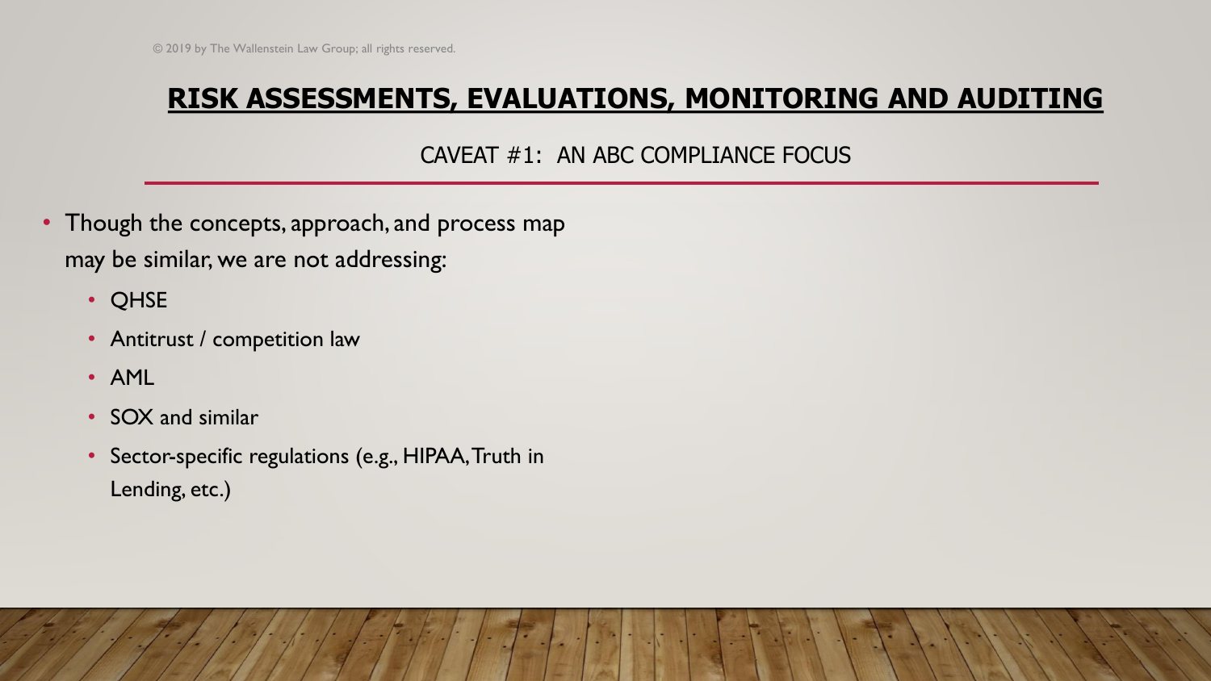# RISK ASSESSMENTS, EVALUATIONS, MONITORING AND AUDITING

## CAVEAT #1: AN ABC COMPLIANCE FOCUS

- Though the concepts, approach, and process map may be similar, we are not addressing:
  - QHSE
  - Antitrust / competition law
  - AML
  - SOX and similar
  - Sector-specific regulations (e.g., HIPAA, Truth in Lending, etc.)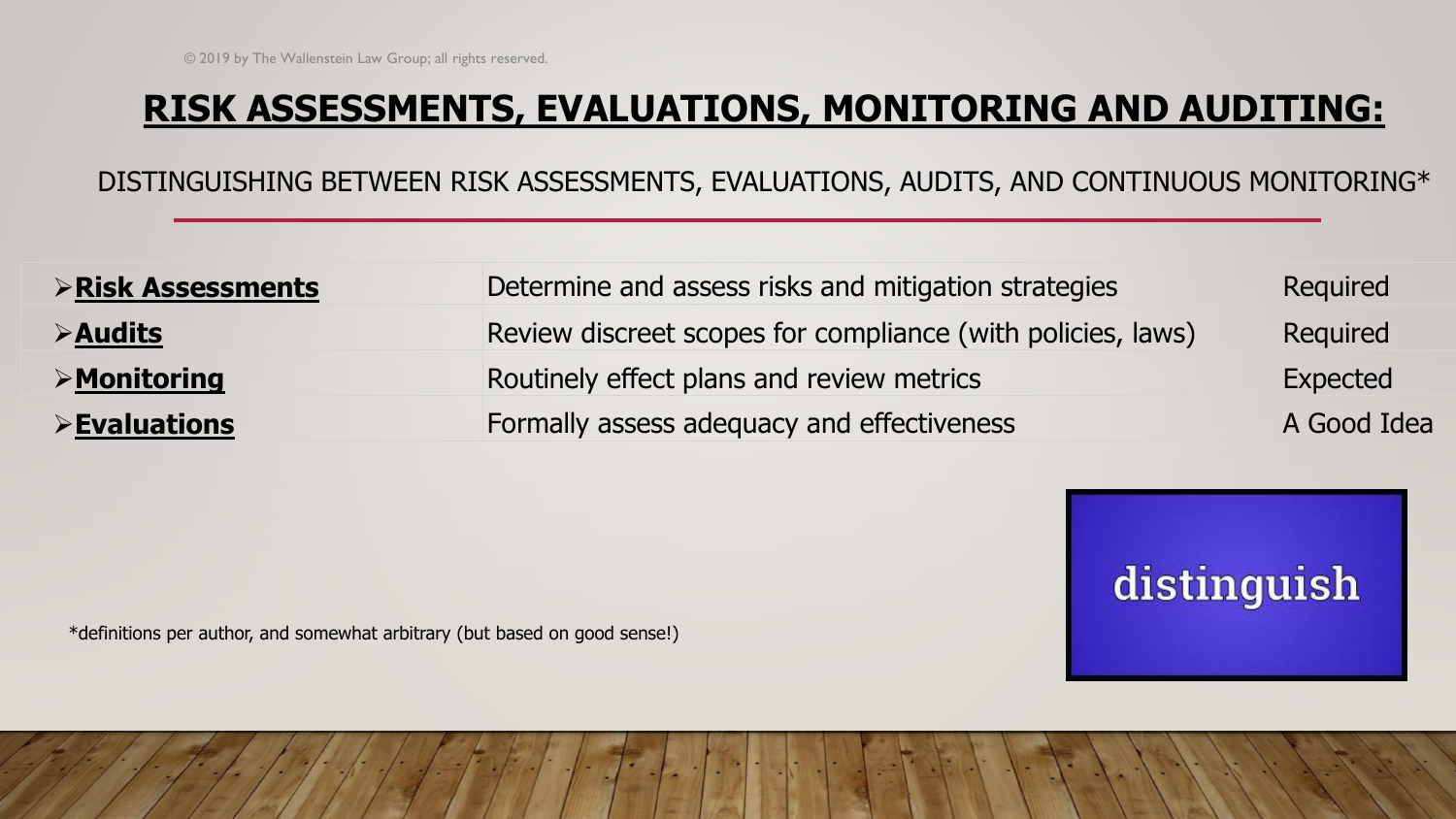# RISK ASSESSMENTS, EVALUATIONS, MONITORING AND AUDITING:

DISTINGUISHING BETWEEN RISK ASSESSMENTS, EVALUATIONS, AUDITS, AND CONTINUOUS MONITORING*

| | | |
|---|---|---|
| ➢**Risk Assessments** | Determine and assess risks and mitigation strategies | Required |
| ➢**Audits** | Review discreet scopes for compliance (with policies, laws) | Required |
| ➢**Monitoring** | Routinely effect plans and review metrics | Expected |
| ➢**Evaluations** | Formally assess adequacy and effectiveness | A Good Idea |

distinguish

*definitions per author, and somewhat arbitrary (but based on good sense!)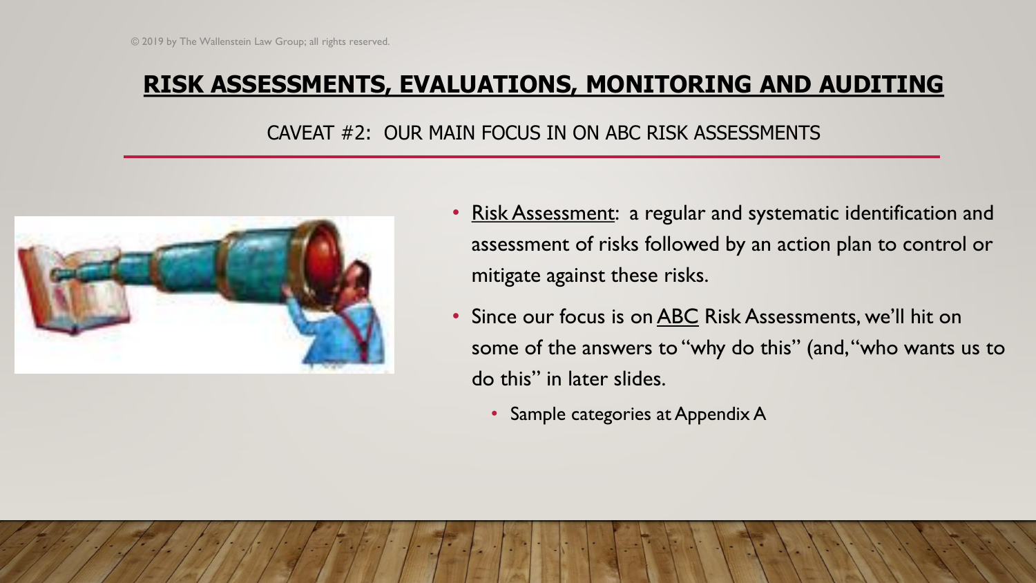## **RISK ASSESSMENTS, EVALUATIONS, MONITORING AND AUDITING**

CAVEAT #2: OUR MAIN FOCUS IN ON ABC RISK ASSESSMENTS

- Risk Assessment: a regular and systematic identification and assessment of risks followed by an action plan to control or mitigate against these risks.
- Since our focus is on ABC Risk Assessments, we'll hit on some of the answers to "why do this" (and, "who wants us to do this" in later slides.
  - Sample categories at Appendix A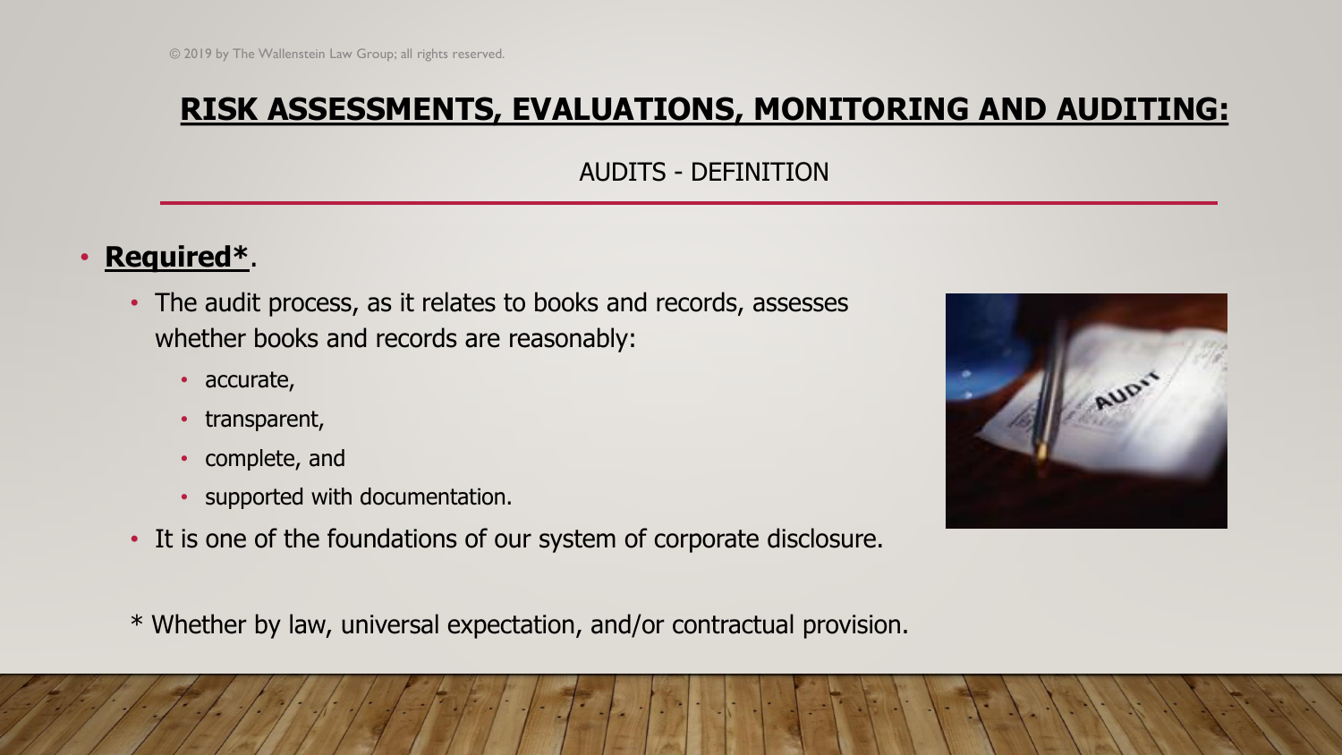# RISK ASSESSMENTS, EVALUATIONS, MONITORING AND AUDITING:

## AUDITS - DEFINITION

- **Required***.
  - The audit process, as it relates to books and records, assesses whether books and records are reasonably:
    - accurate,
    - transparent,
    - complete, and
    - supported with documentation.
  - It is one of the foundations of our system of corporate disclosure.

* Whether by law, universal expectation, and/or contractual provision.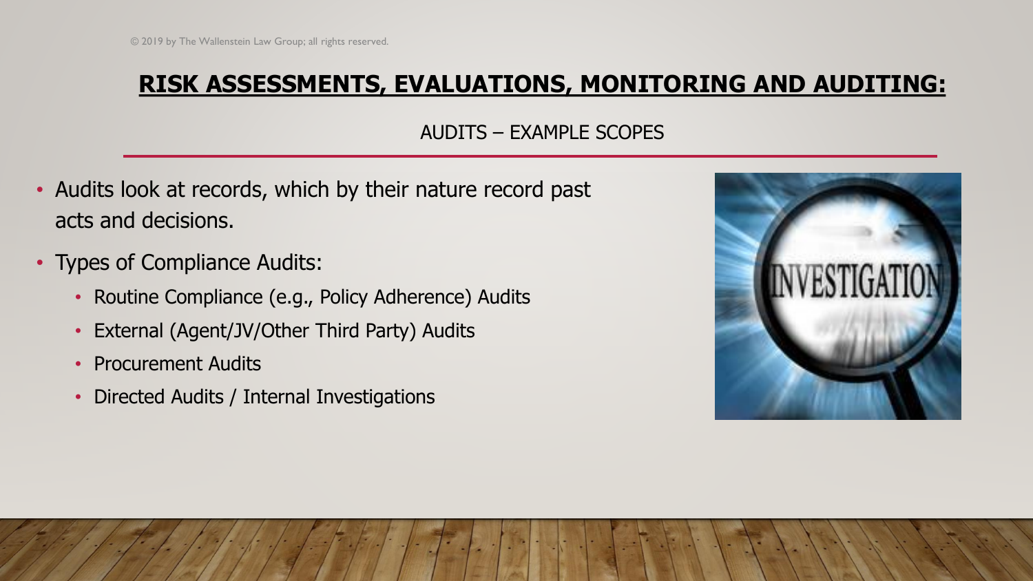# RISK ASSESSMENTS, EVALUATIONS, MONITORING AND AUDITING:

## AUDITS – EXAMPLE SCOPES

- Audits look at records, which by their nature record past acts and decisions.
- Types of Compliance Audits:
  - Routine Compliance (e.g., Policy Adherence) Audits
  - External (Agent/JV/Other Third Party) Audits
  - Procurement Audits
  - Directed Audits / Internal Investigations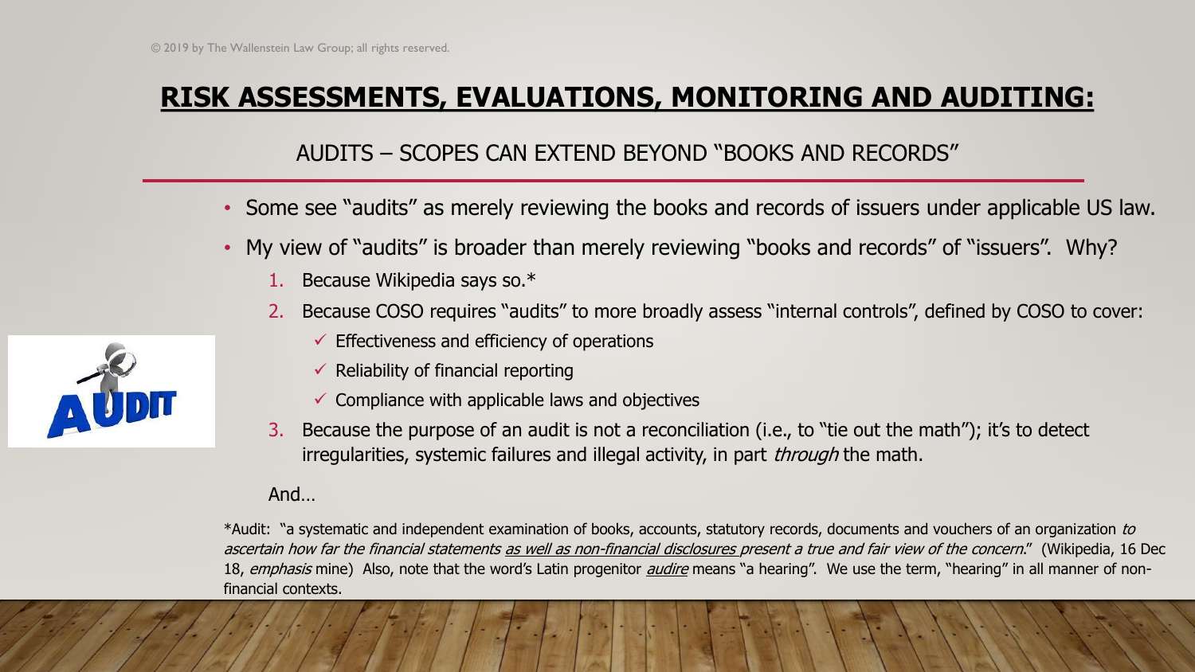# **RISK ASSESSMENTS, EVALUATIONS, MONITORING AND AUDITING:**

## AUDITS – SCOPES CAN EXTEND BEYOND "BOOKS AND RECORDS"

- Some see "audits" as merely reviewing the books and records of issuers under applicable US law.
- My view of "audits" is broader than merely reviewing "books and records" of "issuers". Why?
  1. Because Wikipedia says so.*
  2. Because COSO requires "audits" to more broadly assess "internal controls", defined by COSO to cover:
     - ✓ Effectiveness and efficiency of operations
     - ✓ Reliability of financial reporting
     - ✓ Compliance with applicable laws and objectives
  3. Because the purpose of an audit is not a reconciliation (i.e., to "tie out the math"); it's to detect irregularities, systemic failures and illegal activity, in part *through* the math.

And…

*Audit: "a systematic and independent examination of books, accounts, statutory records, documents and vouchers of an organization *to ascertain how far the financial statements* <u>*as well as non-financial disclosures*</u> *present a true and fair view of the concern*." (Wikipedia, 16 Dec 18, *emphasis* mine) Also, note that the word's Latin progenitor <u>*audire*</u> means "a hearing". We use the term, "hearing" in all manner of non-financial contexts.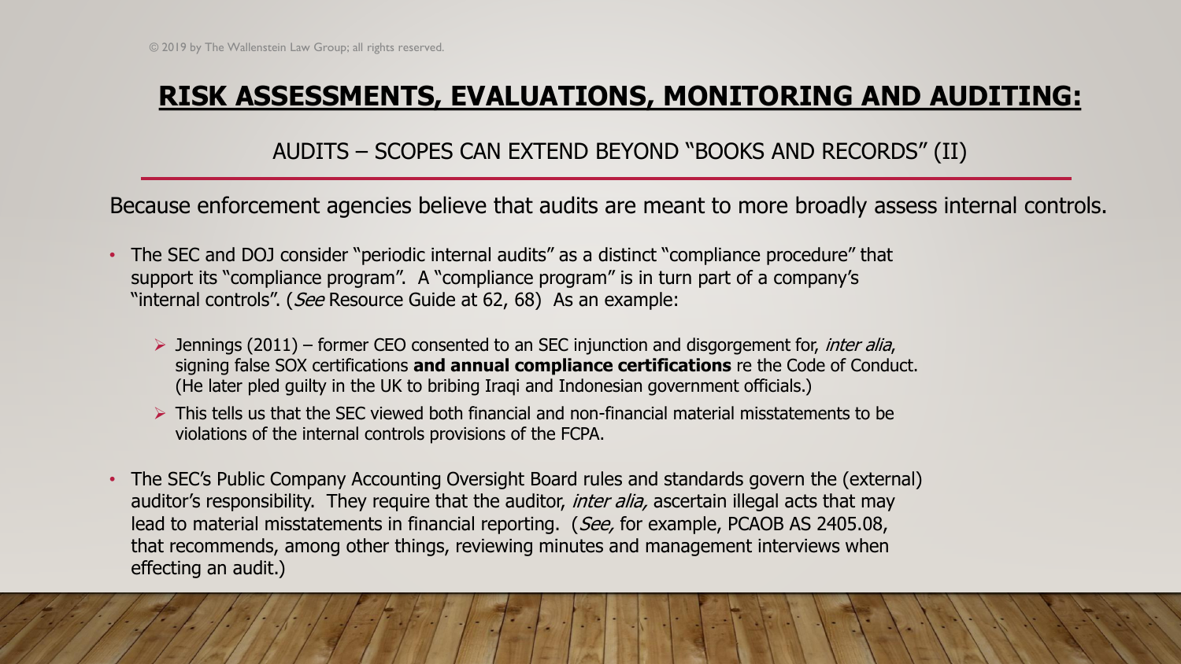© 2019 by The Wallenstein Law Group; all rights reserved.

# **RISK ASSESSMENTS, EVALUATIONS, MONITORING AND AUDITING:**

## AUDITS – SCOPES CAN EXTEND BEYOND "BOOKS AND RECORDS" (II)

Because enforcement agencies believe that audits are meant to more broadly assess internal controls.

- The SEC and DOJ consider "periodic internal audits" as a distinct "compliance procedure" that support its "compliance program". A "compliance program" is in turn part of a company's "internal controls". (*See* Resource Guide at 62, 68) As an example:
  - Jennings (2011) – former CEO consented to an SEC injunction and disgorgement for, *inter alia*, signing false SOX certifications **and annual compliance certifications** re the Code of Conduct. (He later pled guilty in the UK to bribing Iraqi and Indonesian government officials.)
  - This tells us that the SEC viewed both financial and non-financial material misstatements to be violations of the internal controls provisions of the FCPA.
- The SEC's Public Company Accounting Oversight Board rules and standards govern the (external) auditor's responsibility. They require that the auditor, *inter alia,* ascertain illegal acts that may lead to material misstatements in financial reporting. (*See,* for example, PCAOB AS 2405.08, that recommends, among other things, reviewing minutes and management interviews when effecting an audit.)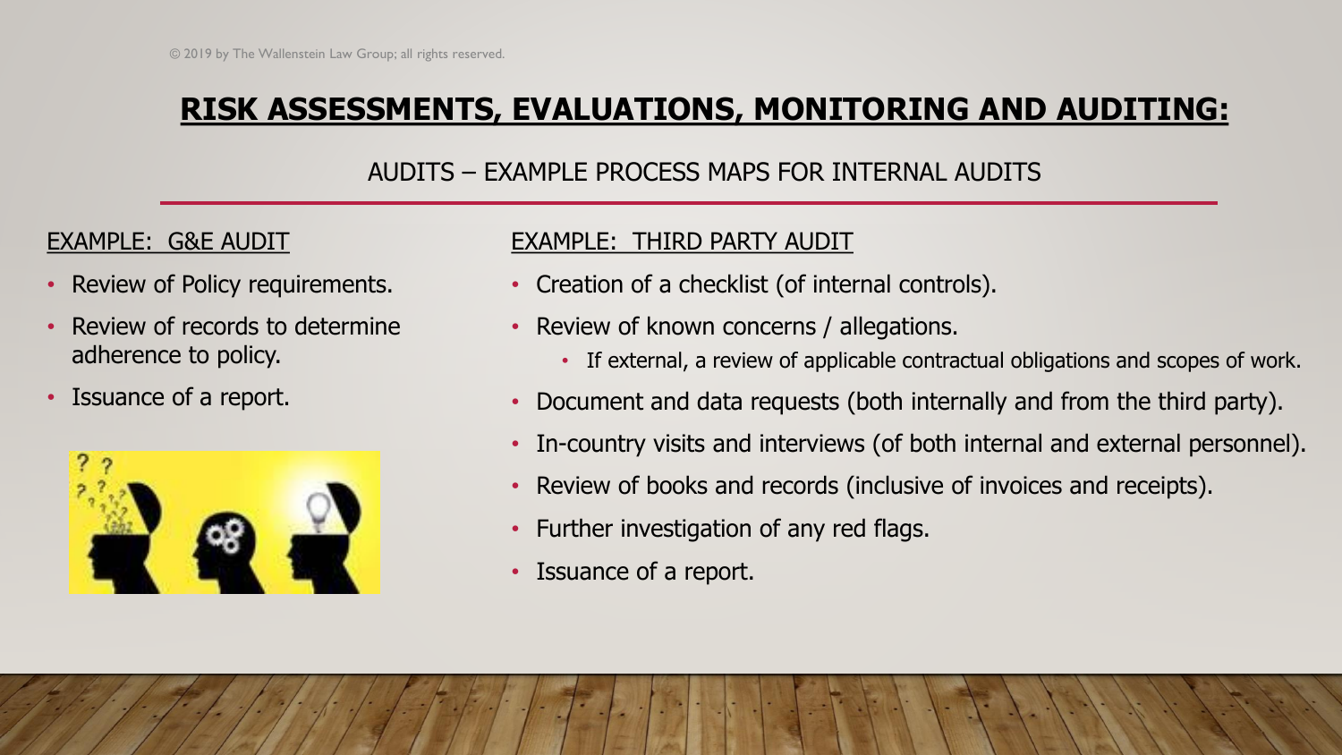© 2019 by The Wallenstein Law Group; all rights reserved.

# RISK ASSESSMENTS, EVALUATIONS, MONITORING AND AUDITING:

## AUDITS – EXAMPLE PROCESS MAPS FOR INTERNAL AUDITS

### EXAMPLE: G&E AUDIT

- Review of Policy requirements.
- Review of records to determine adherence to policy.
- Issuance of a report.

### EXAMPLE: THIRD PARTY AUDIT

- Creation of a checklist (of internal controls).
- Review of known concerns / allegations.
  - If external, a review of applicable contractual obligations and scopes of work.
- Document and data requests (both internally and from the third party).
- In-country visits and interviews (of both internal and external personnel).
- Review of books and records (inclusive of invoices and receipts).
- Further investigation of any red flags.
- Issuance of a report.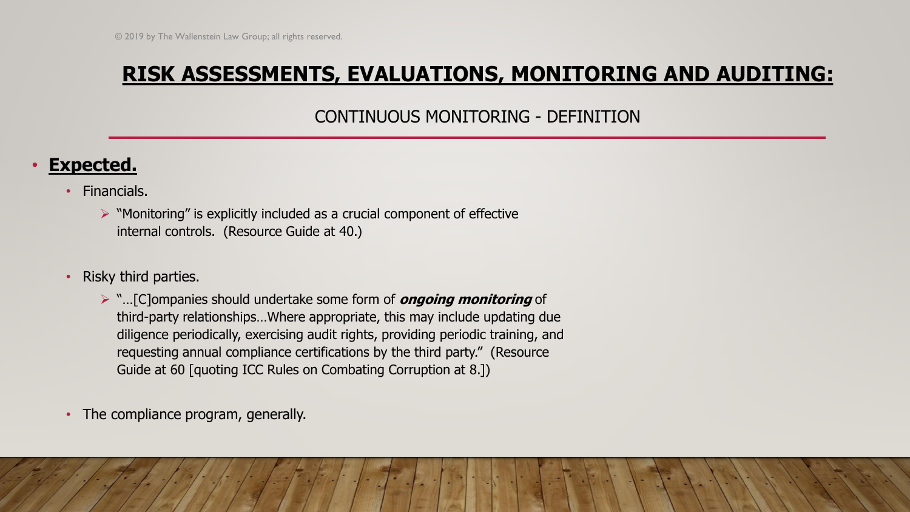© 2019 by The Wallenstein Law Group; all rights reserved.

# RISK ASSESSMENTS, EVALUATIONS, MONITORING AND AUDITING:

## CONTINUOUS MONITORING - DEFINITION

- **Expected.**
  - Financials.
    - "Monitoring" is explicitly included as a crucial component of effective internal controls. (Resource Guide at 40.)
  - Risky third parties.
    - "…[C]ompanies should undertake some form of ***ongoing monitoring*** of third-party relationships…Where appropriate, this may include updating due diligence periodically, exercising audit rights, providing periodic training, and requesting annual compliance certifications by the third party." (Resource Guide at 60 [quoting ICC Rules on Combating Corruption at 8.])
  - The compliance program, generally.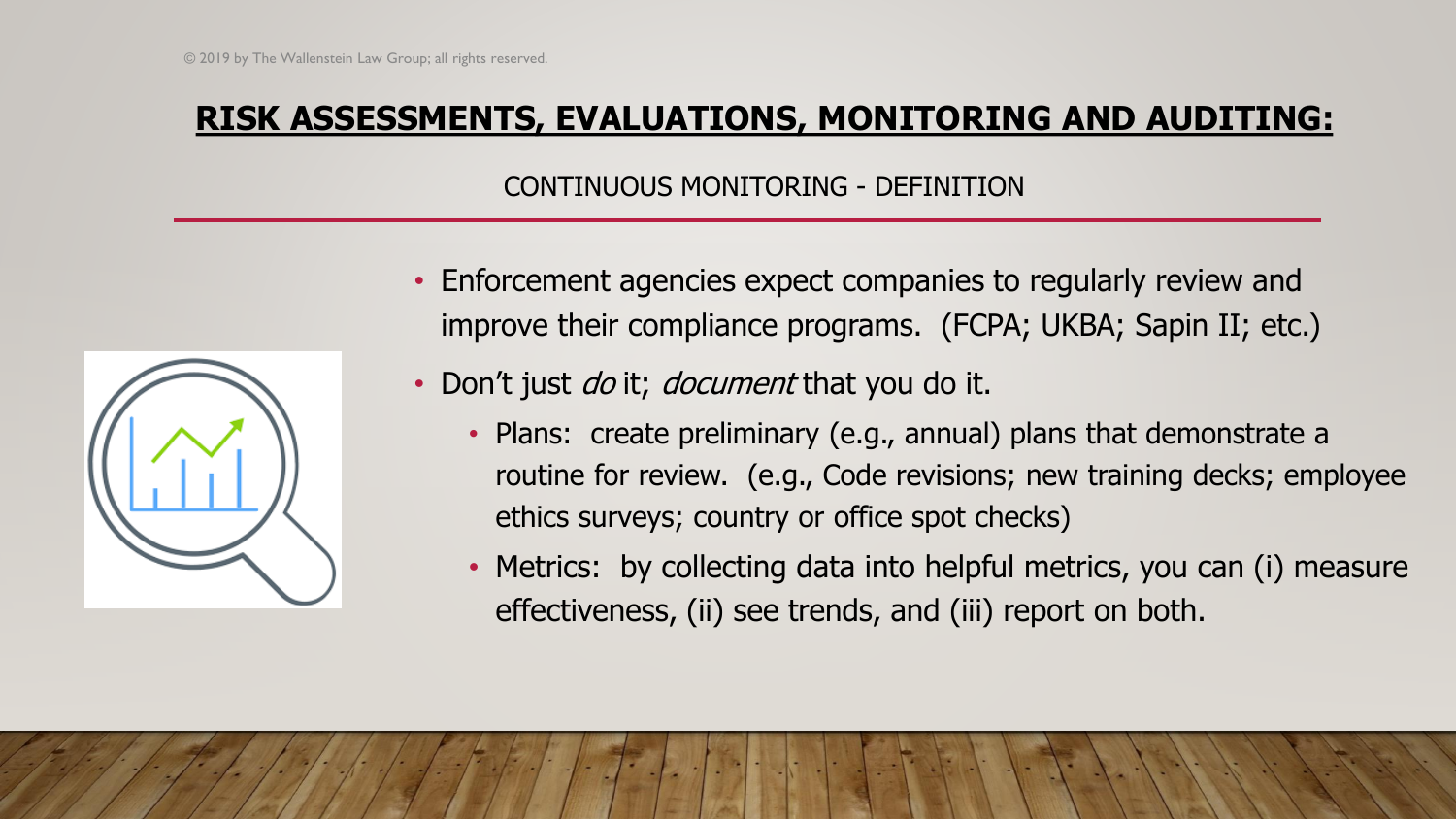# RISK ASSESSMENTS, EVALUATIONS, MONITORING AND AUDITING:

## CONTINUOUS MONITORING - DEFINITION

- Enforcement agencies expect companies to regularly review and improve their compliance programs. (FCPA; UKBA; Sapin II; etc.)
- Don't just *do* it; *document* that you do it.
  - Plans: create preliminary (e.g., annual) plans that demonstrate a routine for review. (e.g., Code revisions; new training decks; employee ethics surveys; country or office spot checks)
  - Metrics: by collecting data into helpful metrics, you can (i) measure effectiveness, (ii) see trends, and (iii) report on both.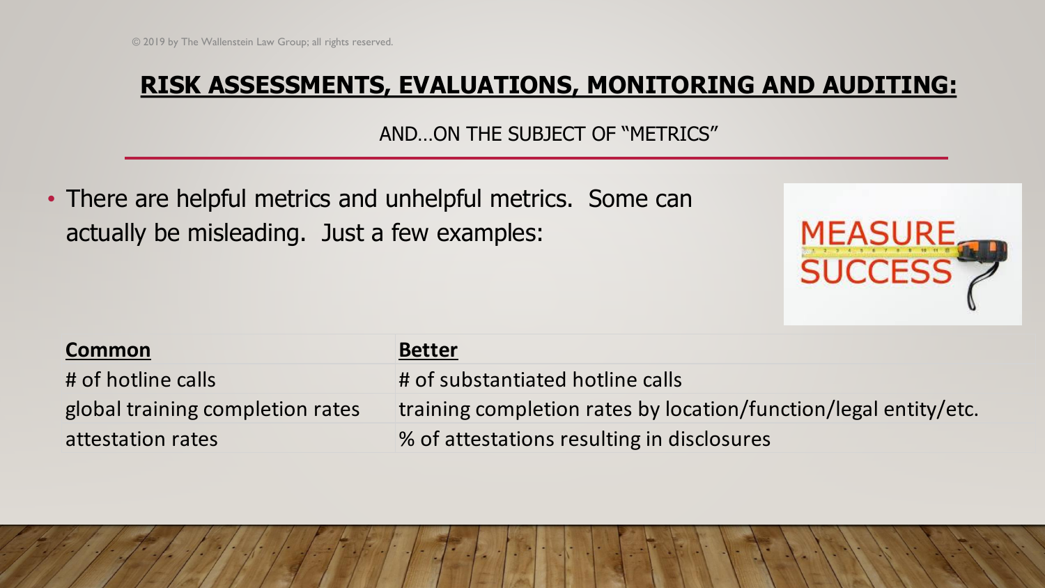© 2019 by The Wallenstein Law Group; all rights reserved.

# RISK ASSESSMENTS, EVALUATIONS, MONITORING AND AUDITING:

AND…ON THE SUBJECT OF "METRICS"

- There are helpful metrics and unhelpful metrics. Some can actually be misleading. Just a few examples:

| Common | Better |
| --- | --- |
| # of hotline calls | # of substantiated hotline calls |
| global training completion rates | training completion rates by location/function/legal entity/etc. |
| attestation rates | % of attestations resulting in disclosures |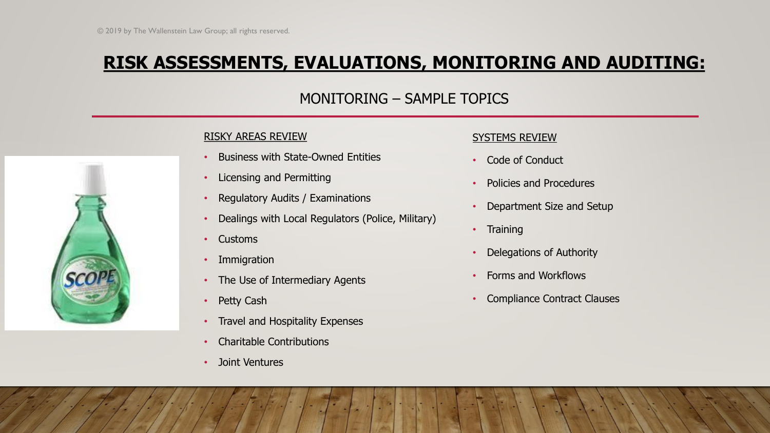# RISK ASSESSMENTS, EVALUATIONS, MONITORING AND AUDITING:

## MONITORING – SAMPLE TOPICS

### RISKY AREAS REVIEW

- Business with State-Owned Entities
- Licensing and Permitting
- Regulatory Audits / Examinations
- Dealings with Local Regulators (Police, Military)
- Customs
- Immigration
- The Use of Intermediary Agents
- Petty Cash
- Travel and Hospitality Expenses
- Charitable Contributions
- Joint Ventures

### SYSTEMS REVIEW

- Code of Conduct
- Policies and Procedures
- Department Size and Setup
- Training
- Delegations of Authority
- Forms and Workflows
- Compliance Contract Clauses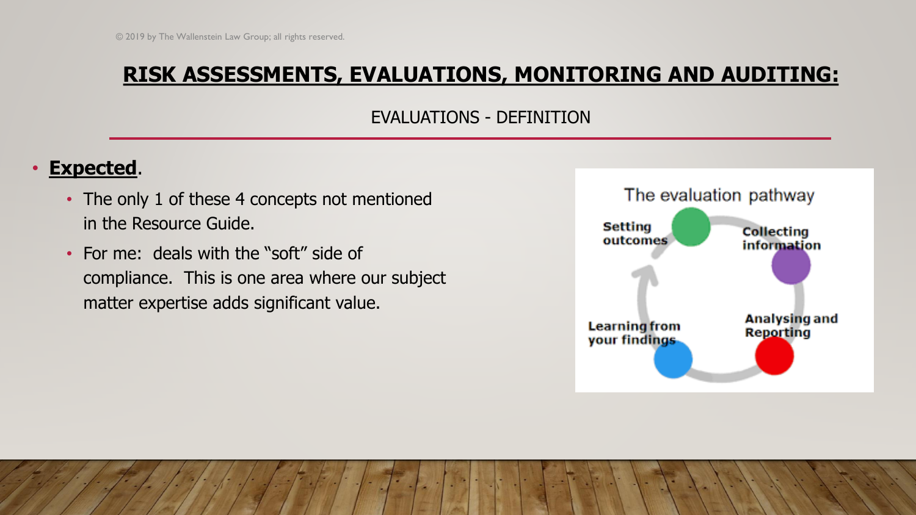# RISK ASSESSMENTS, EVALUATIONS, MONITORING AND AUDITING:

## EVALUATIONS - DEFINITION

- **Expected**.
  - The only 1 of these 4 concepts not mentioned in the Resource Guide.
  - For me: deals with the "soft" side of compliance. This is one area where our subject matter expertise adds significant value.

The evaluation pathway

Setting outcomes → Collecting information → Analysing and Reporting → Learning from your findings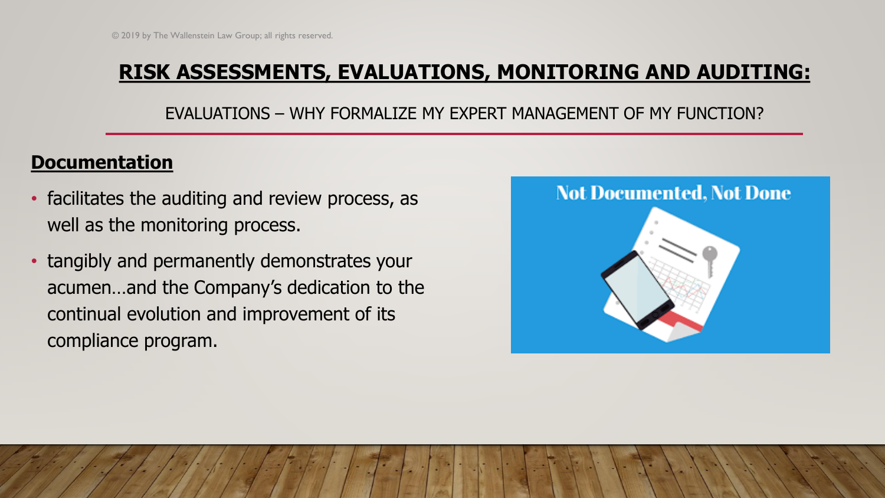# RISK ASSESSMENTS, EVALUATIONS, MONITORING AND AUDITING:

EVALUATIONS – WHY FORMALIZE MY EXPERT MANAGEMENT OF MY FUNCTION?

## Documentation

- facilitates the auditing and review process, as well as the monitoring process.
- tangibly and permanently demonstrates your acumen…and the Company's dedication to the continual evolution and improvement of its compliance program.

Not Documented, Not Done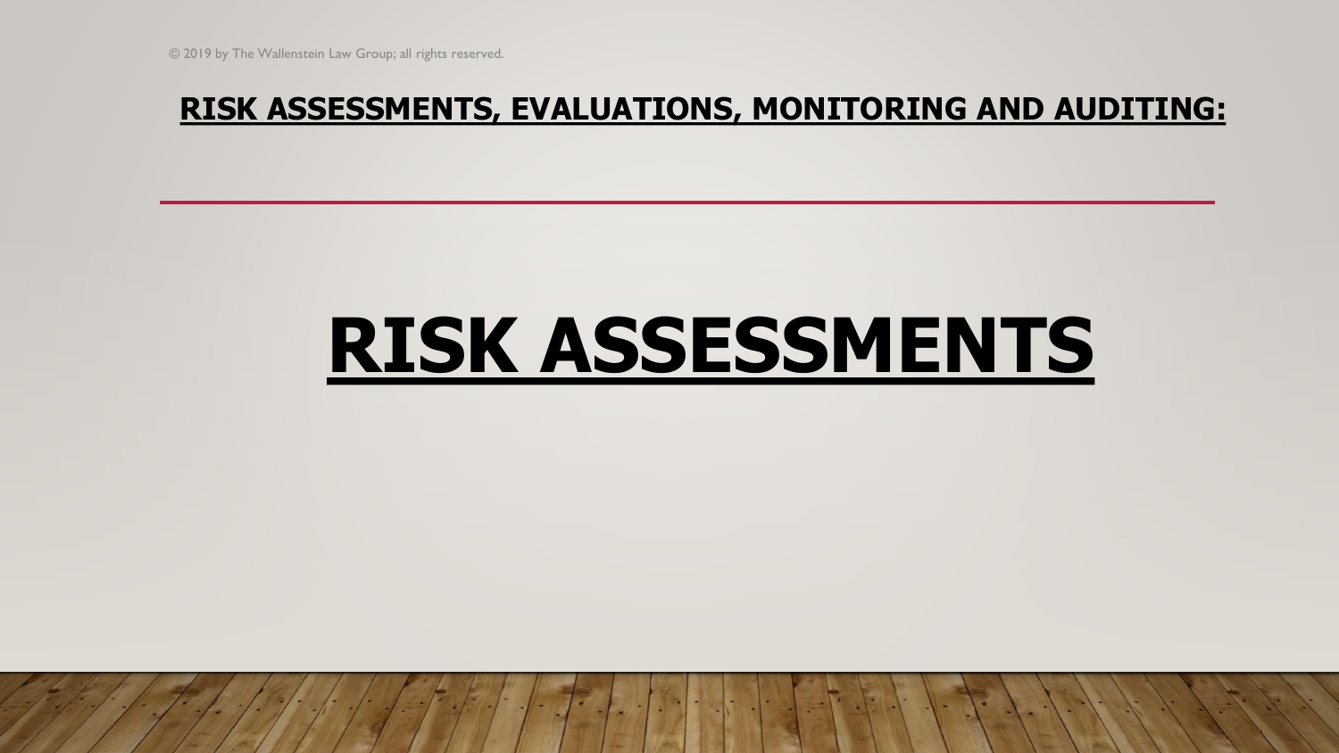© 2019 by The Wallenstein Law Group; all rights reserved.

## RISK ASSESSMENTS, EVALUATIONS, MONITORING AND AUDITING:

# RISK ASSESSMENTS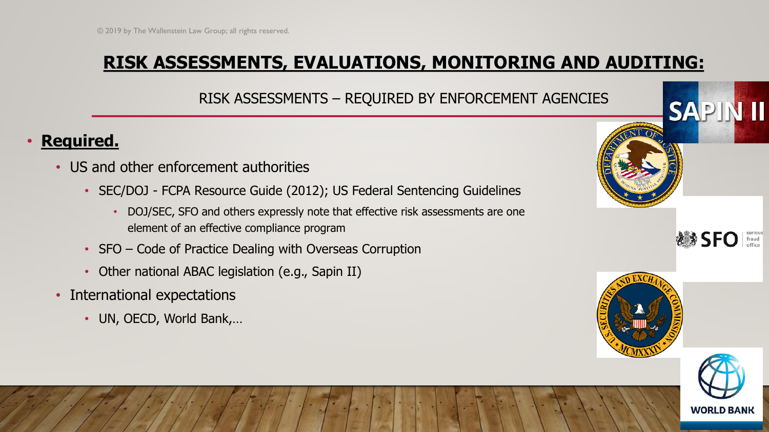# RISK ASSESSMENTS, EVALUATIONS, MONITORING AND AUDITING:

## RISK ASSESSMENTS – REQUIRED BY ENFORCEMENT AGENCIES

- **Required.**
  - US and other enforcement authorities
    - SEC/DOJ - FCPA Resource Guide (2012); US Federal Sentencing Guidelines
      - DOJ/SEC, SFO and others expressly note that effective risk assessments are one element of an effective compliance program
    - SFO – Code of Practice Dealing with Overseas Corruption
    - Other national ABAC legislation (e.g., Sapin II)
  - International expectations
    - UN, OECD, World Bank,…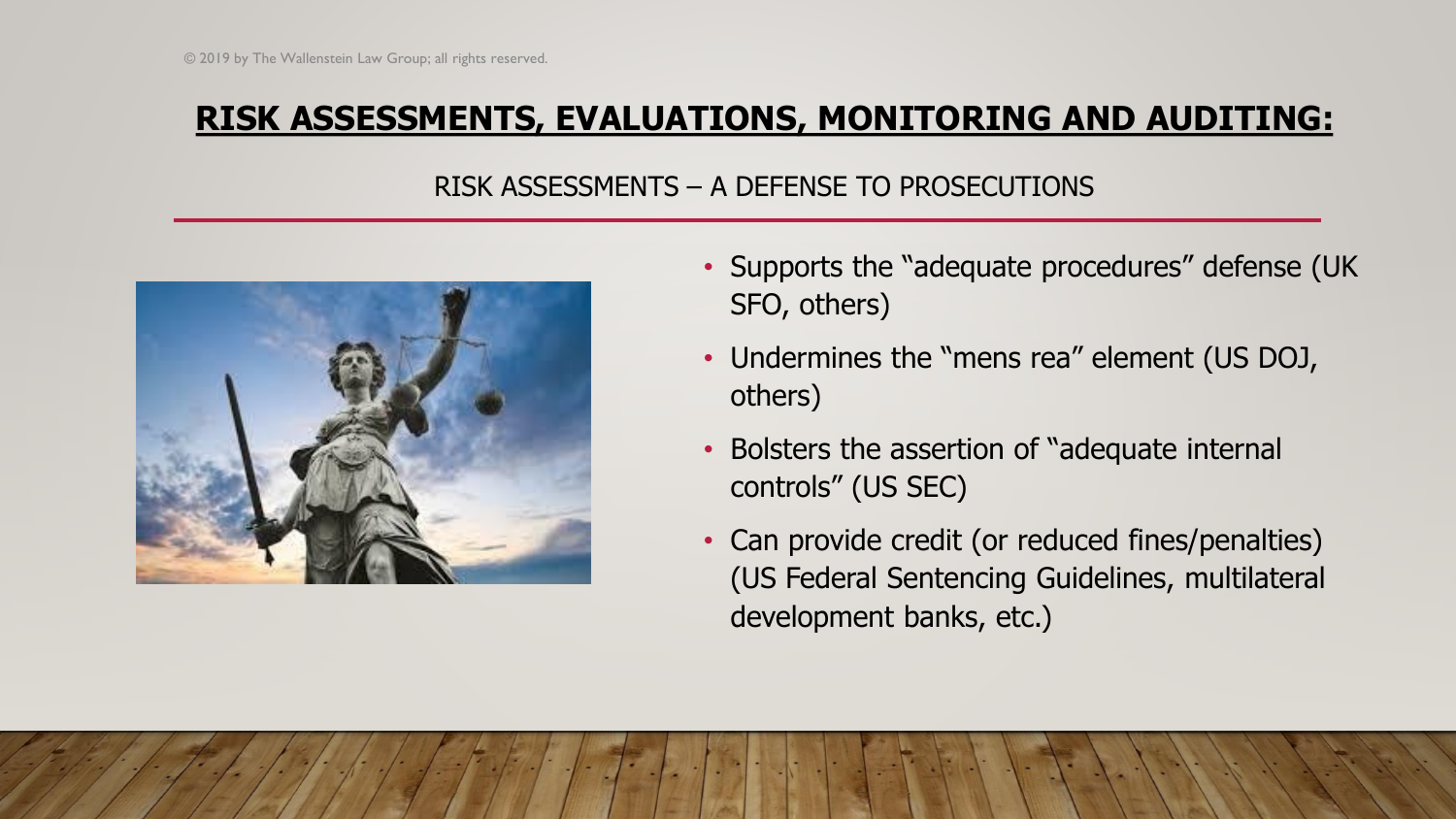# RISK ASSESSMENTS, EVALUATIONS, MONITORING AND AUDITING:

## RISK ASSESSMENTS – A DEFENSE TO PROSECUTIONS

- Supports the "adequate procedures" defense (UK SFO, others)
- Undermines the "mens rea" element (US DOJ, others)
- Bolsters the assertion of "adequate internal controls" (US SEC)
- Can provide credit (or reduced fines/penalties) (US Federal Sentencing Guidelines, multilateral development banks, etc.)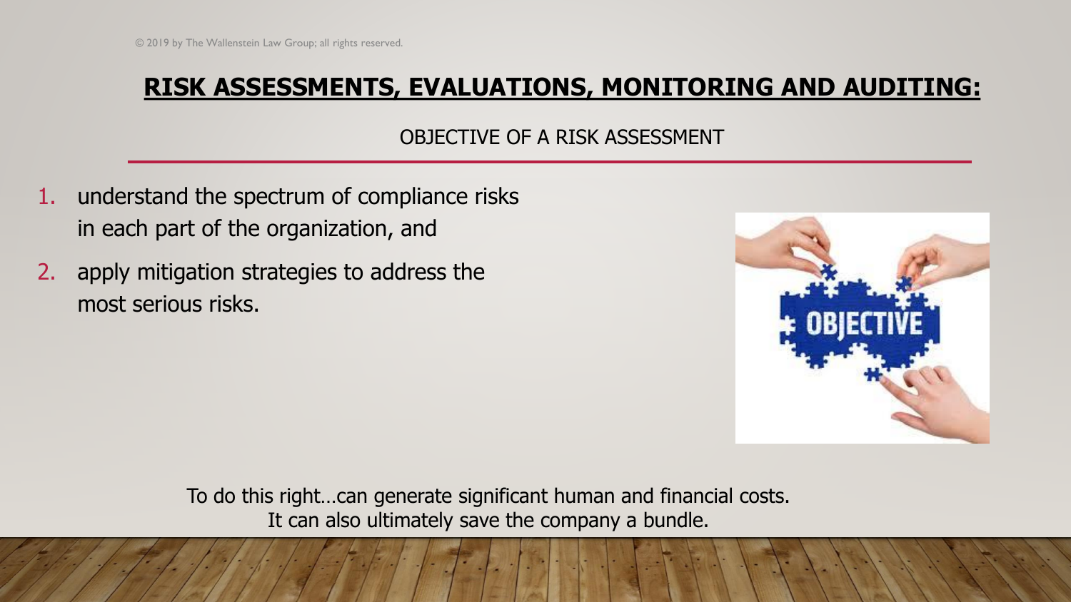## RISK ASSESSMENTS, EVALUATIONS, MONITORING AND AUDITING:

OBJECTIVE OF A RISK ASSESSMENT

1. understand the spectrum of compliance risks in each part of the organization, and
2. apply mitigation strategies to address the most serious risks.

To do this right…can generate significant human and financial costs. It can also ultimately save the company a bundle.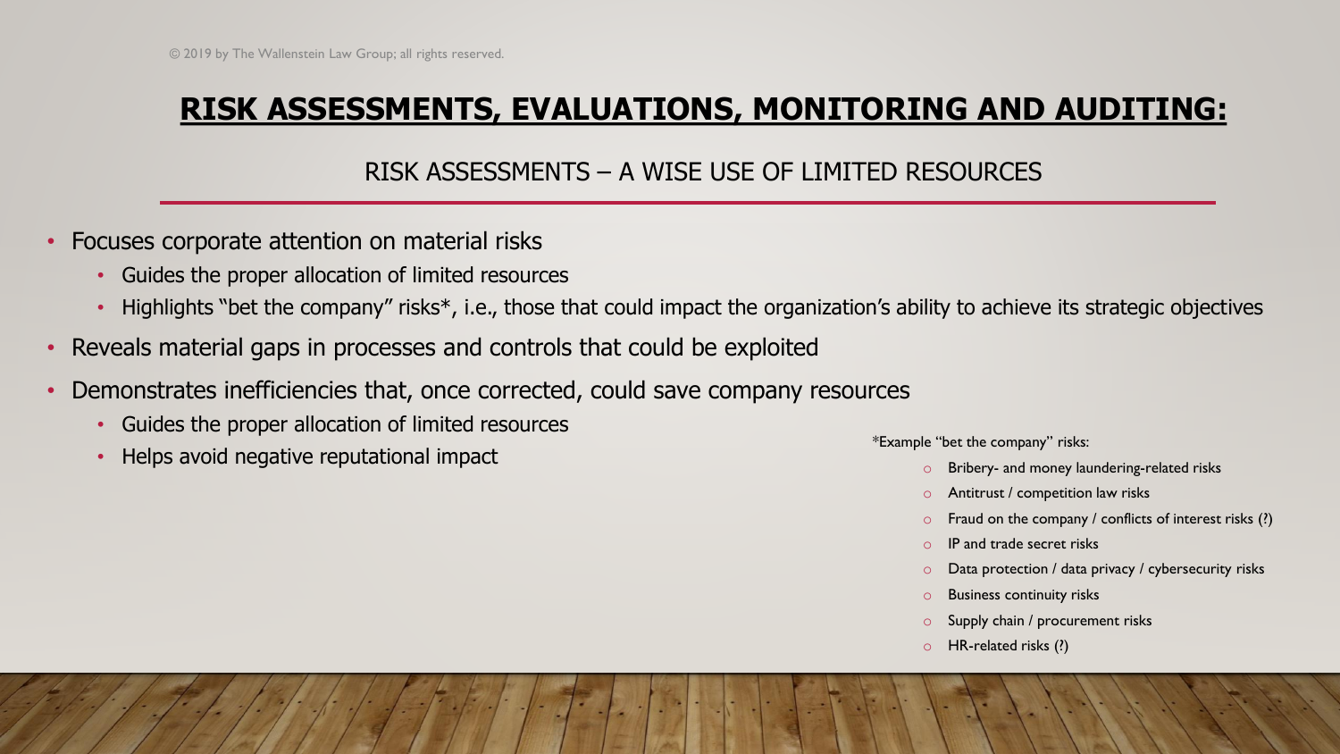# RISK ASSESSMENTS, EVALUATIONS, MONITORING AND AUDITING:

## RISK ASSESSMENTS – A WISE USE OF LIMITED RESOURCES

- Focuses corporate attention on material risks
  - Guides the proper allocation of limited resources
  - Highlights "bet the company" risks*, i.e., those that could impact the organization's ability to achieve its strategic objectives
- Reveals material gaps in processes and controls that could be exploited
- Demonstrates inefficiencies that, once corrected, could save company resources
  - Guides the proper allocation of limited resources
  - Helps avoid negative reputational impact

*Example "bet the company" risks:

- Bribery- and money laundering-related risks
- Antitrust / competition law risks
- Fraud on the company / conflicts of interest risks (?)
- IP and trade secret risks
- Data protection / data privacy / cybersecurity risks
- Business continuity risks
- Supply chain / procurement risks
- HR-related risks (?)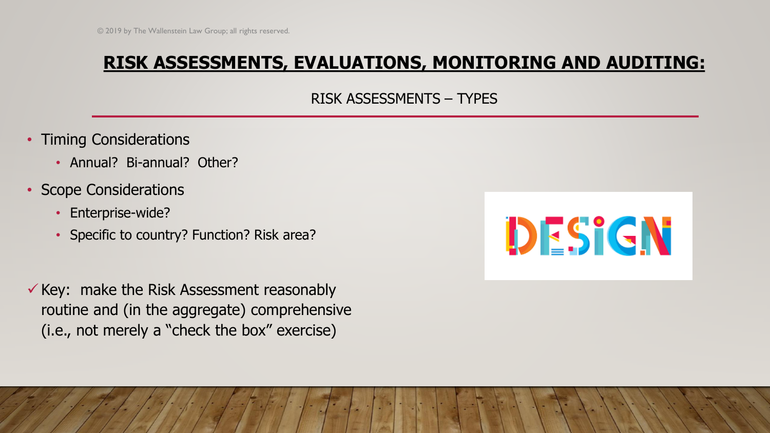© 2019 by The Wallenstein Law Group; all rights reserved.

# RISK ASSESSMENTS, EVALUATIONS, MONITORING AND AUDITING:

## RISK ASSESSMENTS – TYPES

- Timing Considerations
  - Annual? Bi-annual? Other?
- Scope Considerations
  - Enterprise-wide?
  - Specific to country? Function? Risk area?

✓ Key: make the Risk Assessment reasonably routine and (in the aggregate) comprehensive (i.e., not merely a "check the box" exercise)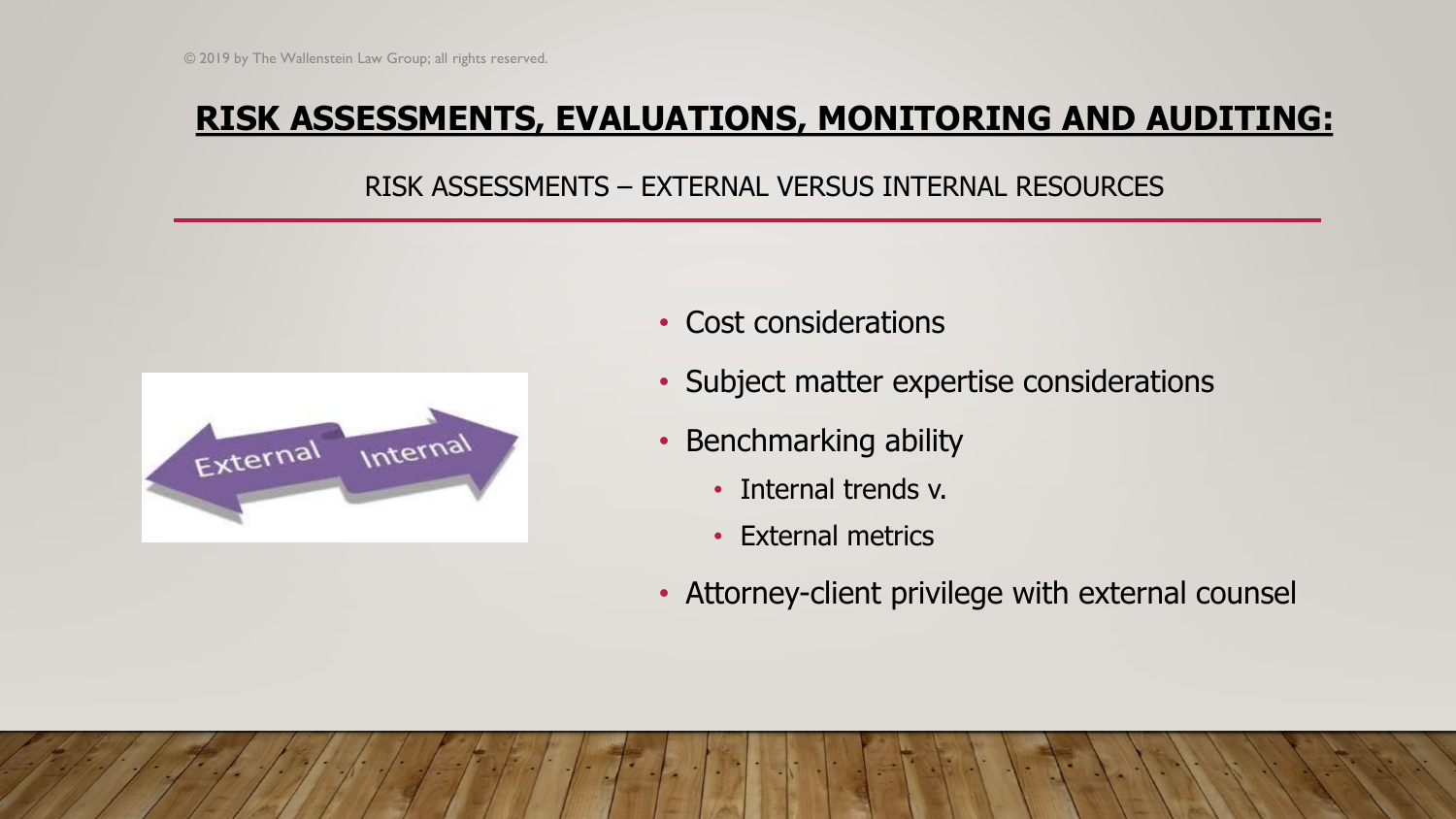# RISK ASSESSMENTS, EVALUATIONS, MONITORING AND AUDITING:

## RISK ASSESSMENTS – EXTERNAL VERSUS INTERNAL RESOURCES

- Cost considerations
- Subject matter expertise considerations
- Benchmarking ability
  - Internal trends v.
  - External metrics
- Attorney-client privilege with external counsel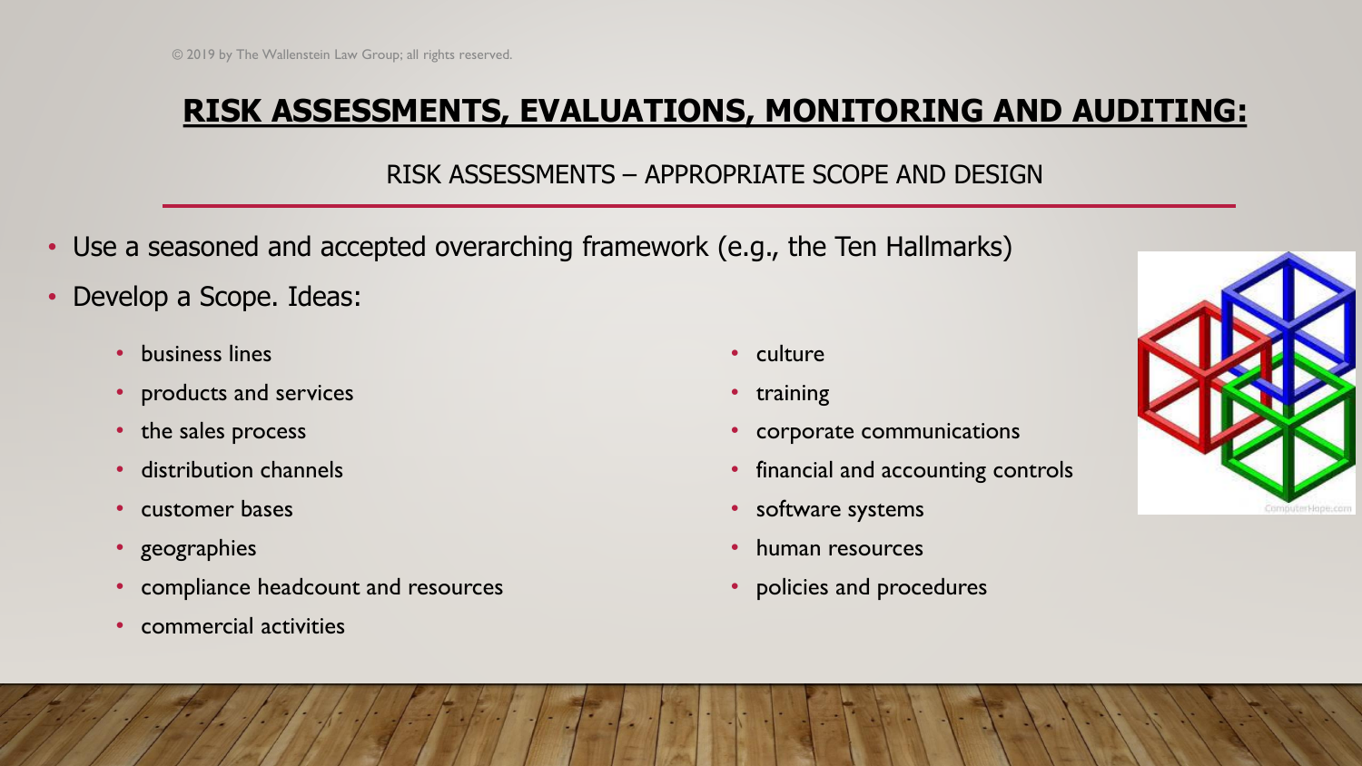# RISK ASSESSMENTS, EVALUATIONS, MONITORING AND AUDITING:

## RISK ASSESSMENTS – APPROPRIATE SCOPE AND DESIGN

- Use a seasoned and accepted overarching framework (e.g., the Ten Hallmarks)
- Develop a Scope. Ideas:
  - business lines
  - products and services
  - the sales process
  - distribution channels
  - customer bases
  - geographies
  - compliance headcount and resources
  - commercial activities
  - culture
  - training
  - corporate communications
  - financial and accounting controls
  - software systems
  - human resources
  - policies and procedures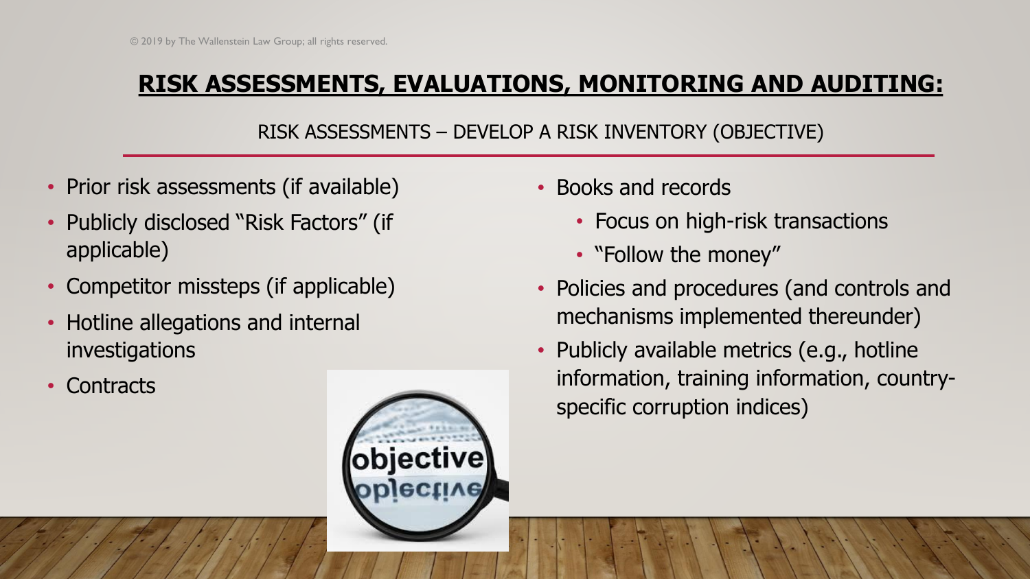## RISK ASSESSMENTS, EVALUATIONS, MONITORING AND AUDITING:

### RISK ASSESSMENTS – DEVELOP A RISK INVENTORY (OBJECTIVE)

- Prior risk assessments (if available)
- Publicly disclosed "Risk Factors" (if applicable)
- Competitor missteps (if applicable)
- Hotline allegations and internal investigations
- Contracts
- Books and records
  - Focus on high-risk transactions
  - "Follow the money"
- Policies and procedures (and controls and mechanisms implemented thereunder)
- Publicly available metrics (e.g., hotline information, training information, country-specific corruption indices)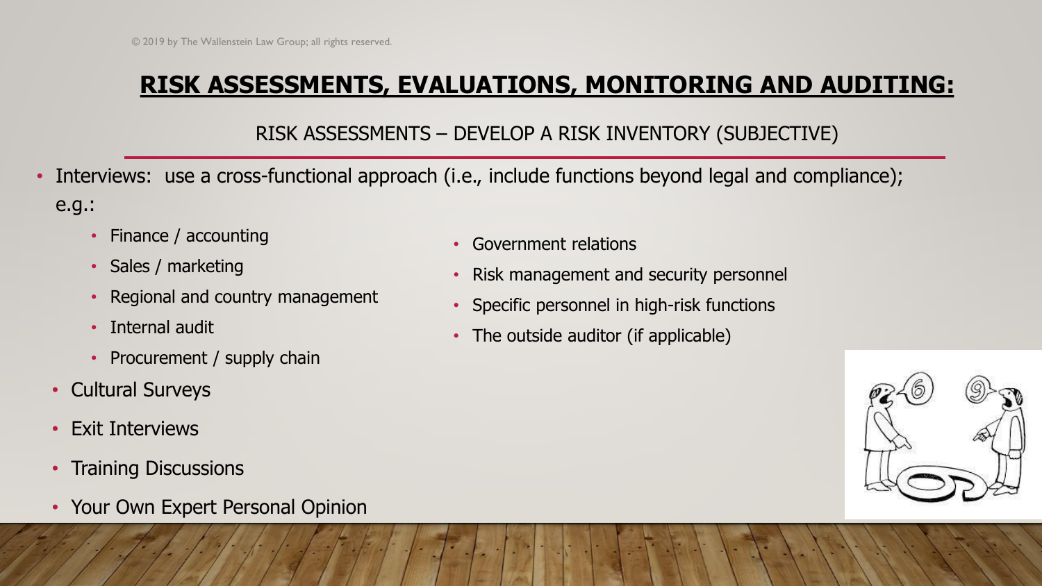© 2019 by The Wallenstein Law Group; all rights reserved.

# RISK ASSESSMENTS, EVALUATIONS, MONITORING AND AUDITING:

## RISK ASSESSMENTS – DEVELOP A RISK INVENTORY (SUBJECTIVE)

- Interviews: use a cross-functional approach (i.e., include functions beyond legal and compliance); e.g.:
  - Finance / accounting
  - Sales / marketing
  - Regional and country management
  - Internal audit
  - Procurement / supply chain
  - Government relations
  - Risk management and security personnel
  - Specific personnel in high-risk functions
  - The outside auditor (if applicable)
- Cultural Surveys
- Exit Interviews
- Training Discussions
- Your Own Expert Personal Opinion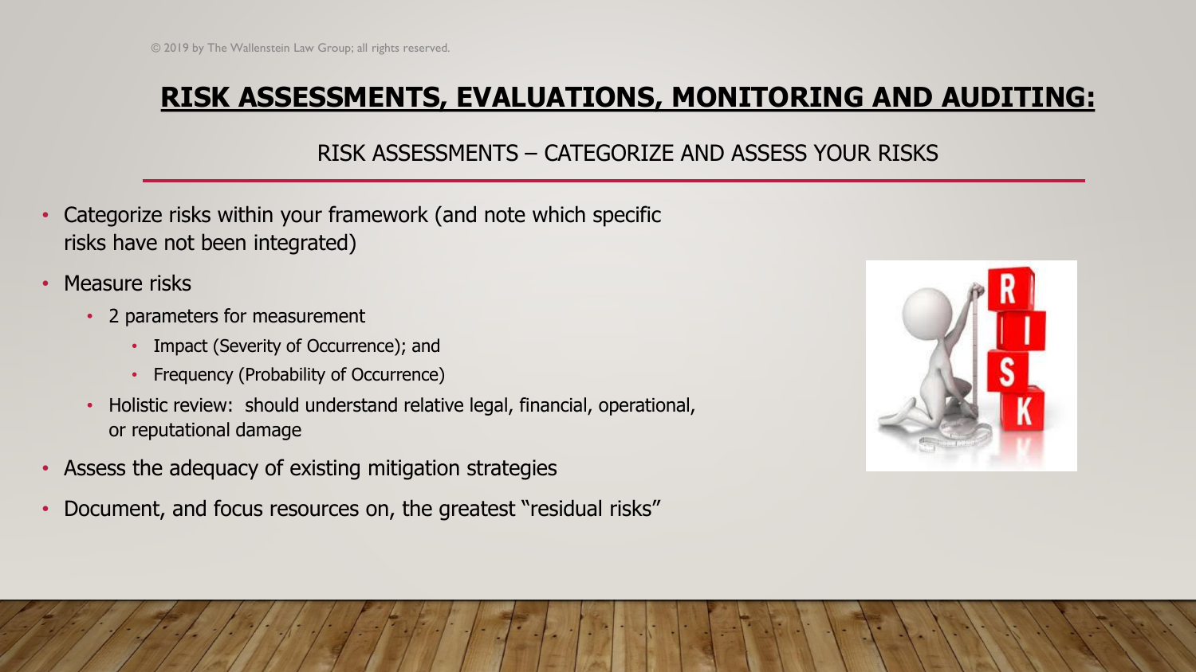# RISK ASSESSMENTS, EVALUATIONS, MONITORING AND AUDITING:

## RISK ASSESSMENTS – CATEGORIZE AND ASSESS YOUR RISKS

- Categorize risks within your framework (and note which specific risks have not been integrated)
- Measure risks
  - 2 parameters for measurement
    - Impact (Severity of Occurrence); and
    - Frequency (Probability of Occurrence)
  - Holistic review: should understand relative legal, financial, operational, or reputational damage
- Assess the adequacy of existing mitigation strategies
- Document, and focus resources on, the greatest "residual risks"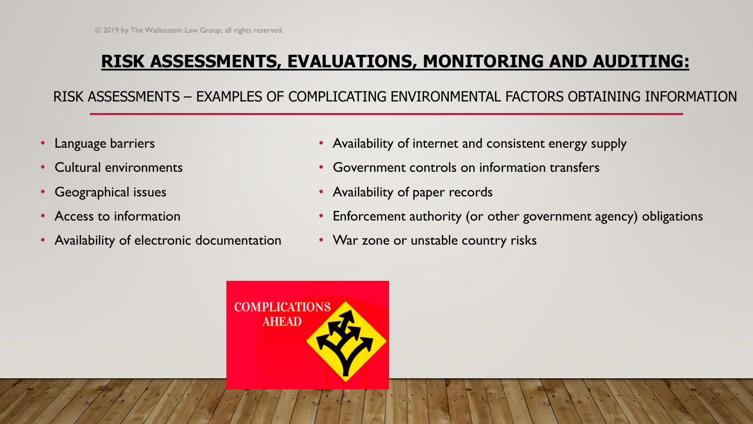© 2019 by The Wallenstein Law Group; all rights reserved.

# RISK ASSESSMENTS, EVALUATIONS, MONITORING AND AUDITING:

## RISK ASSESSMENTS – EXAMPLES OF COMPLICATING ENVIRONMENTAL FACTORS OBTAINING INFORMATION

- Language barriers
- Cultural environments
- Geographical issues
- Access to information
- Availability of electronic documentation
- Availability of internet and consistent energy supply
- Government controls on information transfers
- Availability of paper records
- Enforcement authority (or other government agency) obligations
- War zone or unstable country risks

COMPLICATIONS AHEAD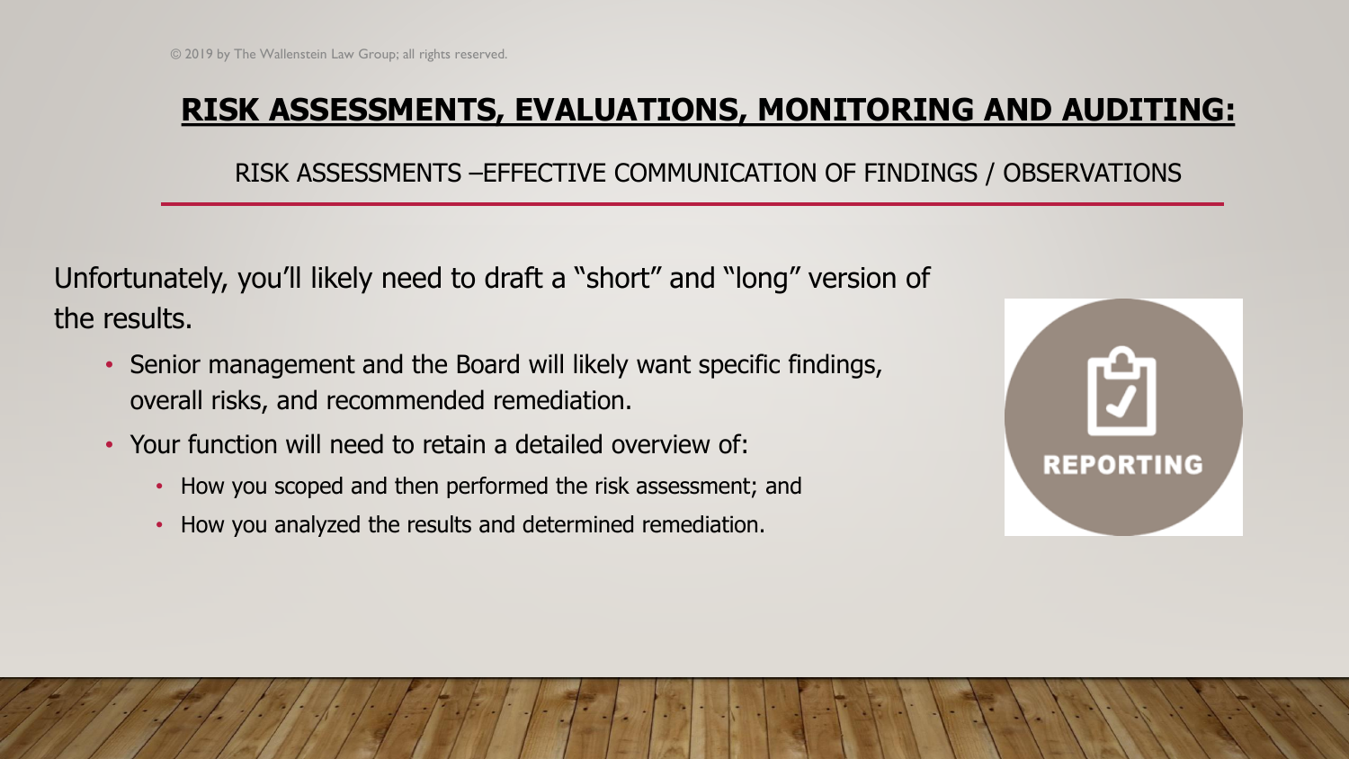## RISK ASSESSMENTS, EVALUATIONS, MONITORING AND AUDITING:

RISK ASSESSMENTS –EFFECTIVE COMMUNICATION OF FINDINGS / OBSERVATIONS

Unfortunately, you'll likely need to draft a "short" and "long" version of the results.

- Senior management and the Board will likely want specific findings, overall risks, and recommended remediation.
- Your function will need to retain a detailed overview of:
  - How you scoped and then performed the risk assessment; and
  - How you analyzed the results and determined remediation.

REPORTING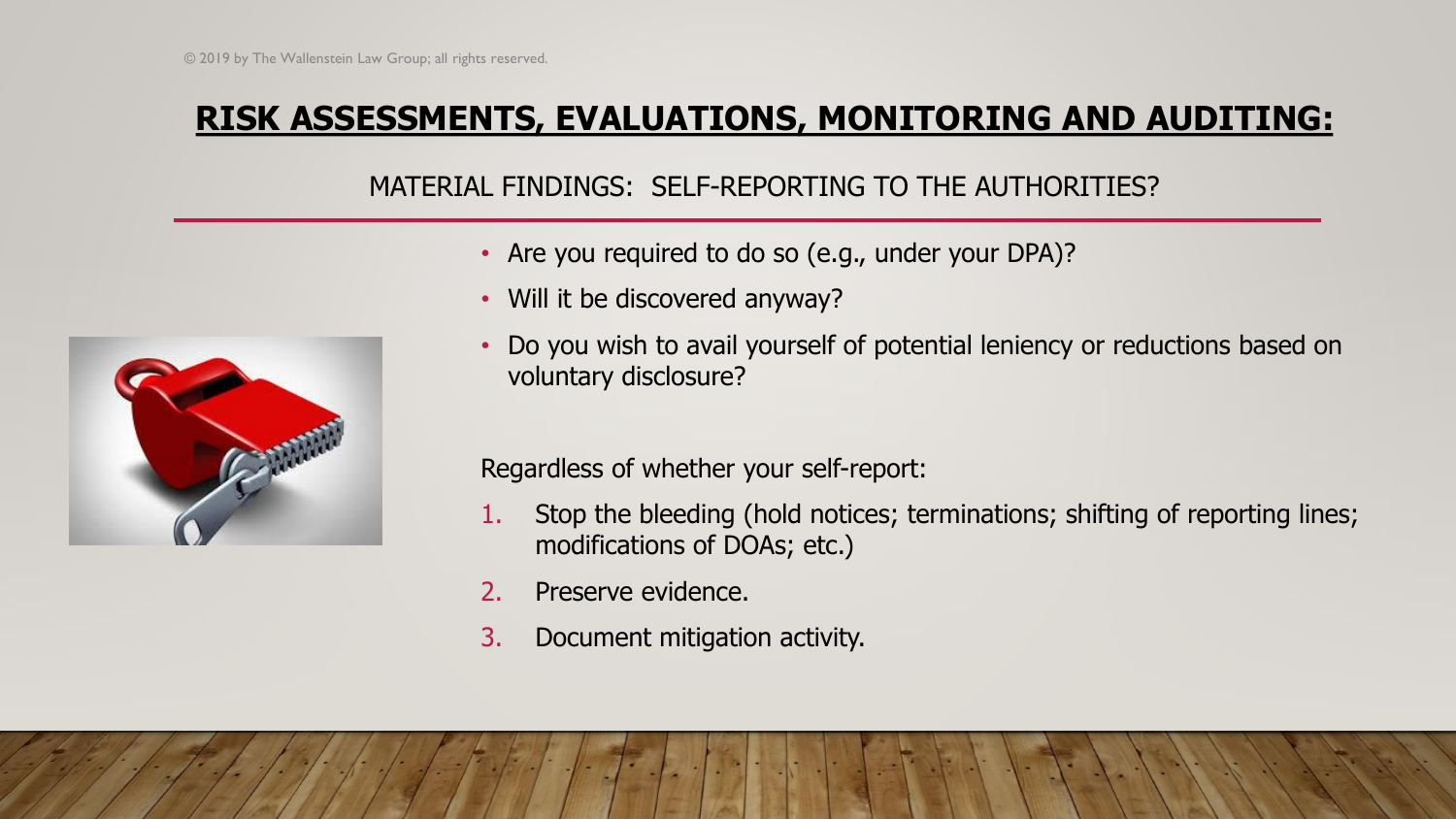# RISK ASSESSMENTS, EVALUATIONS, MONITORING AND AUDITING:

## MATERIAL FINDINGS: SELF-REPORTING TO THE AUTHORITIES?

- Are you required to do so (e.g., under your DPA)?
- Will it be discovered anyway?
- Do you wish to avail yourself of potential leniency or reductions based on voluntary disclosure?

Regardless of whether your self-report:

1. Stop the bleeding (hold notices; terminations; shifting of reporting lines; modifications of DOAs; etc.)
2. Preserve evidence.
3. Document mitigation activity.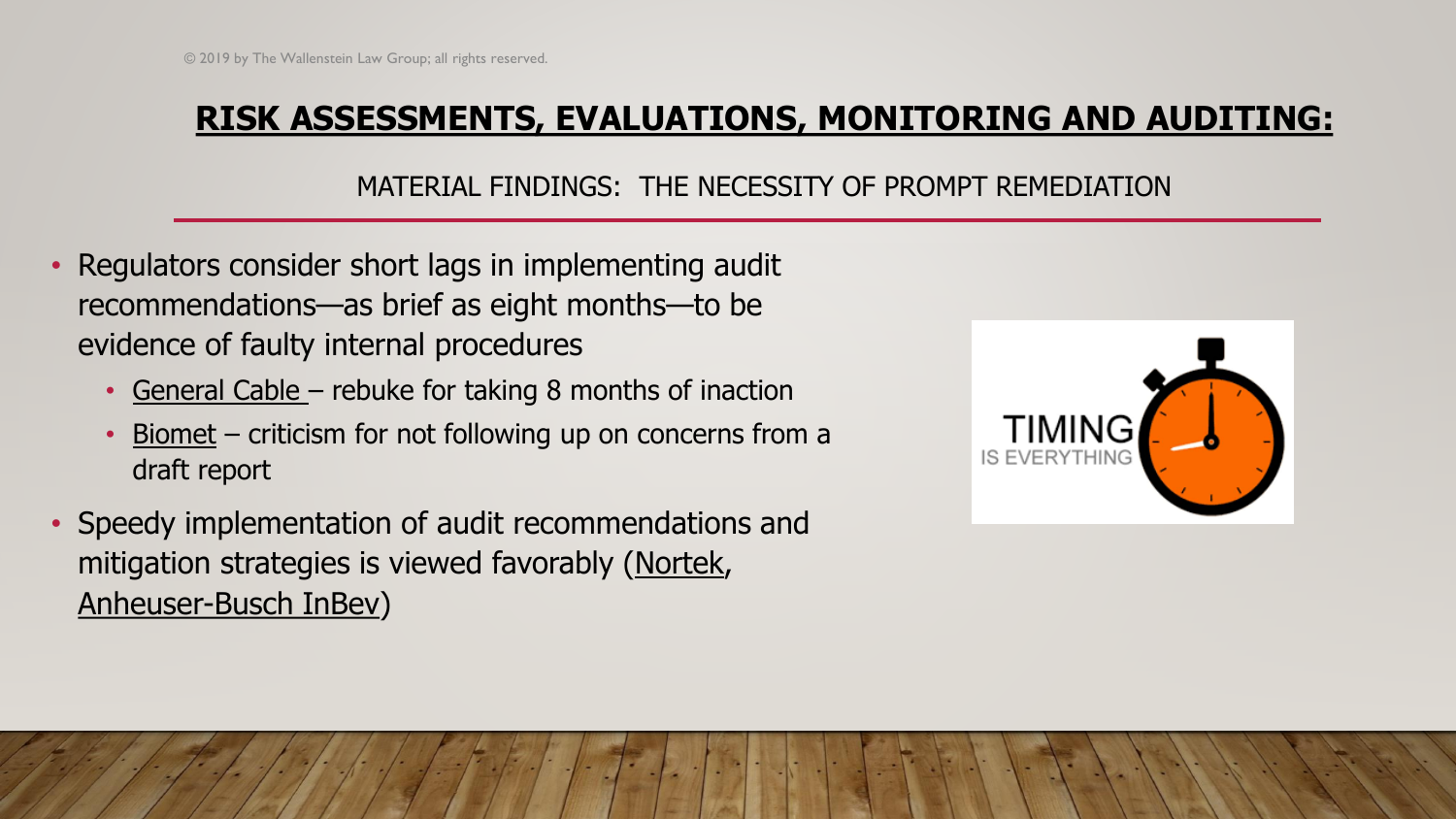# RISK ASSESSMENTS, EVALUATIONS, MONITORING AND AUDITING:

## MATERIAL FINDINGS: THE NECESSITY OF PROMPT REMEDIATION

- Regulators consider short lags in implementing audit recommendations—as brief as eight months—to be evidence of faulty internal procedures
  - General Cable – rebuke for taking 8 months of inaction
  - Biomet – criticism for not following up on concerns from a draft report
- Speedy implementation of audit recommendations and mitigation strategies is viewed favorably (Nortek, Anheuser-Busch InBev)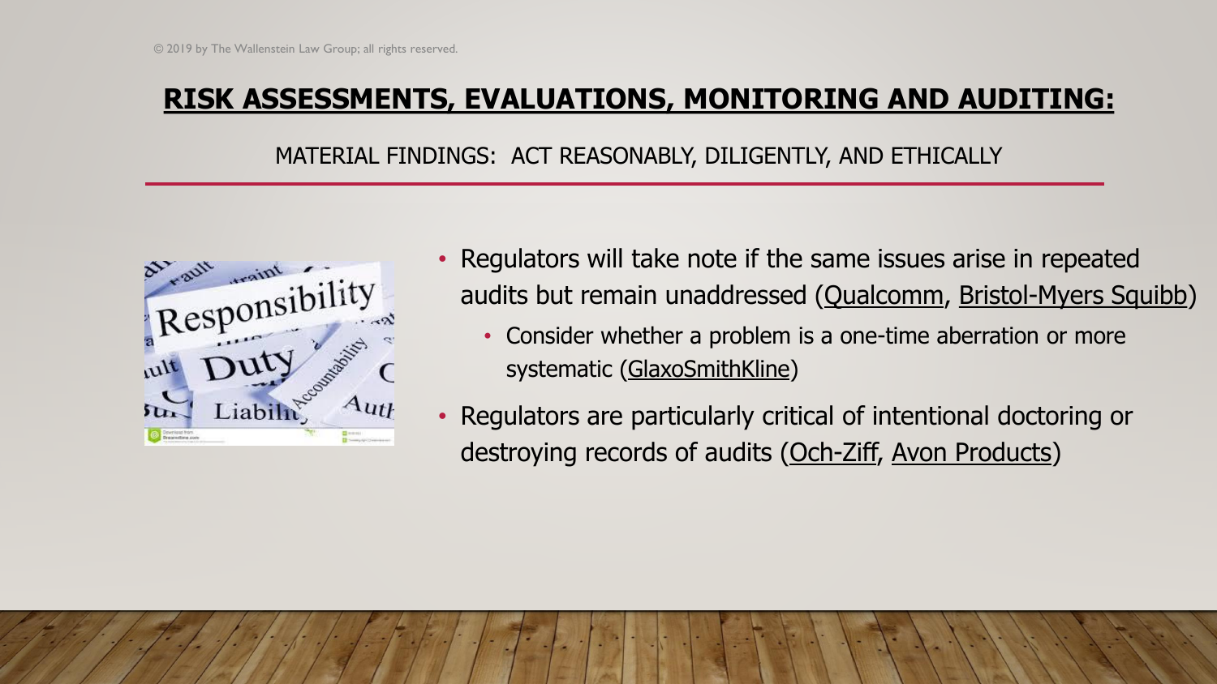© 2019 by The Wallenstein Law Group; all rights reserved.

# RISK ASSESSMENTS, EVALUATIONS, MONITORING AND AUDITING:

MATERIAL FINDINGS: ACT REASONABLY, DILIGENTLY, AND ETHICALLY

- Regulators will take note if the same issues arise in repeated audits but remain unaddressed (Qualcomm, Bristol-Myers Squibb)
  - Consider whether a problem is a one-time aberration or more systematic (GlaxoSmithKline)
- Regulators are particularly critical of intentional doctoring or destroying records of audits (Och-Ziff, Avon Products)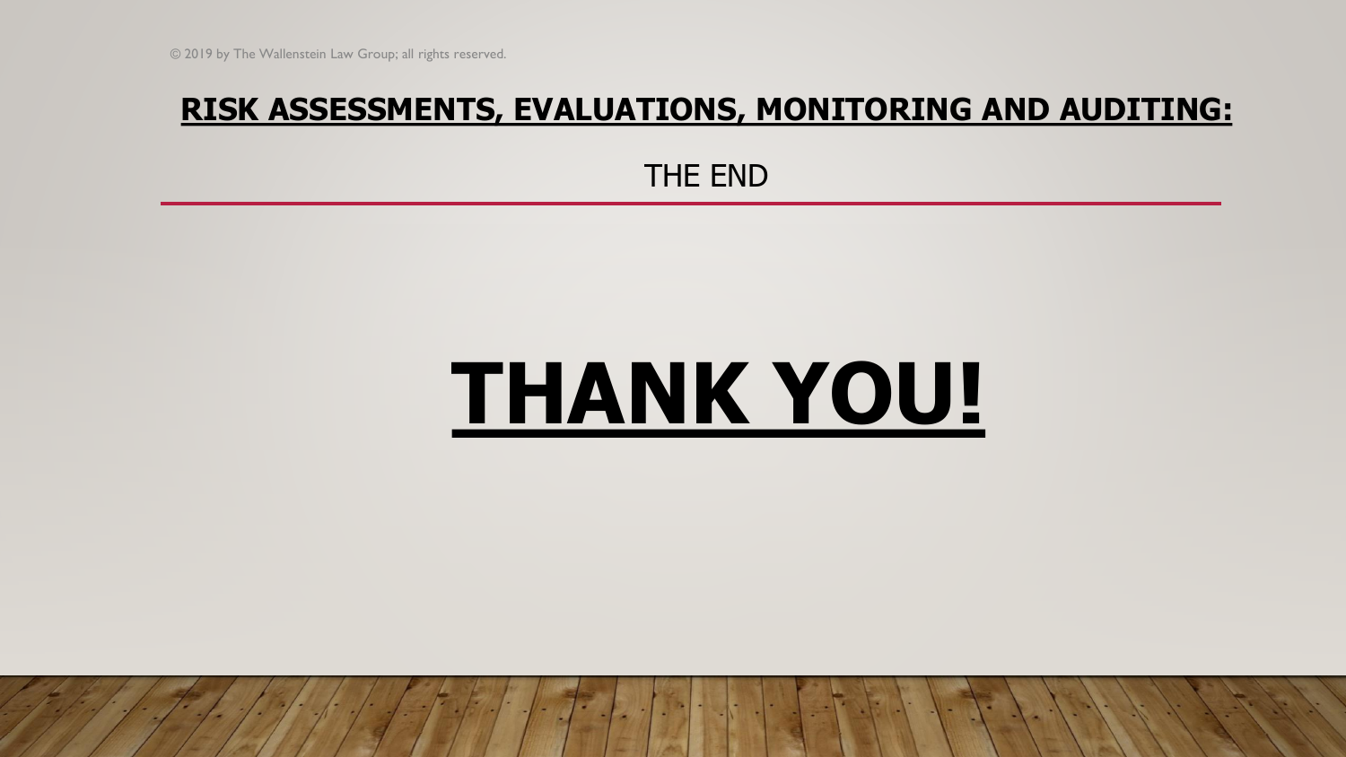© 2019 by The Wallenstein Law Group; all rights reserved.

## RISK ASSESSMENTS, EVALUATIONS, MONITORING AND AUDITING:

THE END

# THANK YOU!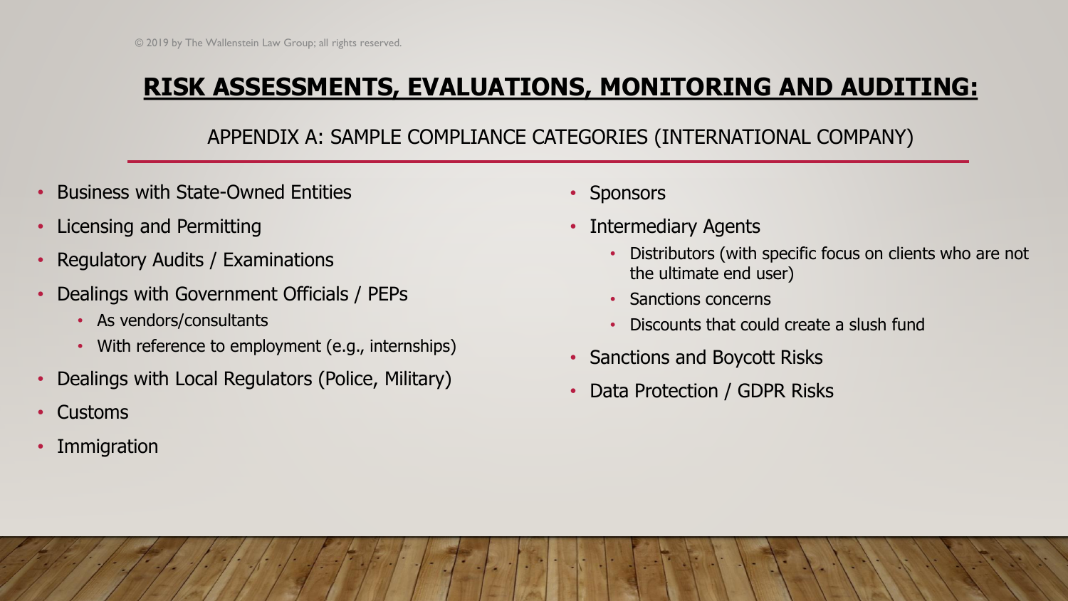© 2019 by The Wallenstein Law Group; all rights reserved.

# RISK ASSESSMENTS, EVALUATIONS, MONITORING AND AUDITING:

## APPENDIX A: SAMPLE COMPLIANCE CATEGORIES (INTERNATIONAL COMPANY)

- Business with State-Owned Entities
- Licensing and Permitting
- Regulatory Audits / Examinations
- Dealings with Government Officials / PEPs
  - As vendors/consultants
  - With reference to employment (e.g., internships)
- Dealings with Local Regulators (Police, Military)
- Customs
- Immigration
- Sponsors
- Intermediary Agents
  - Distributors (with specific focus on clients who are not the ultimate end user)
  - Sanctions concerns
  - Discounts that could create a slush fund
- Sanctions and Boycott Risks
- Data Protection / GDPR Risks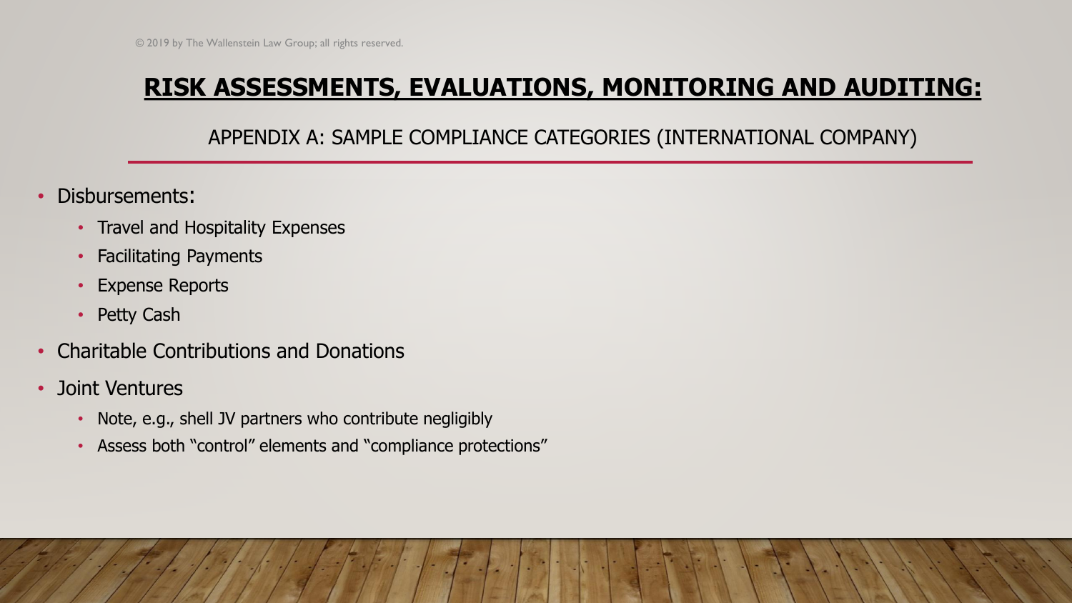# RISK ASSESSMENTS, EVALUATIONS, MONITORING AND AUDITING:

## APPENDIX A: SAMPLE COMPLIANCE CATEGORIES (INTERNATIONAL COMPANY)

- Disbursements:
  - Travel and Hospitality Expenses
  - Facilitating Payments
  - Expense Reports
  - Petty Cash
- Charitable Contributions and Donations
- Joint Ventures
  - Note, e.g., shell JV partners who contribute negligibly
  - Assess both "control" elements and "compliance protections"